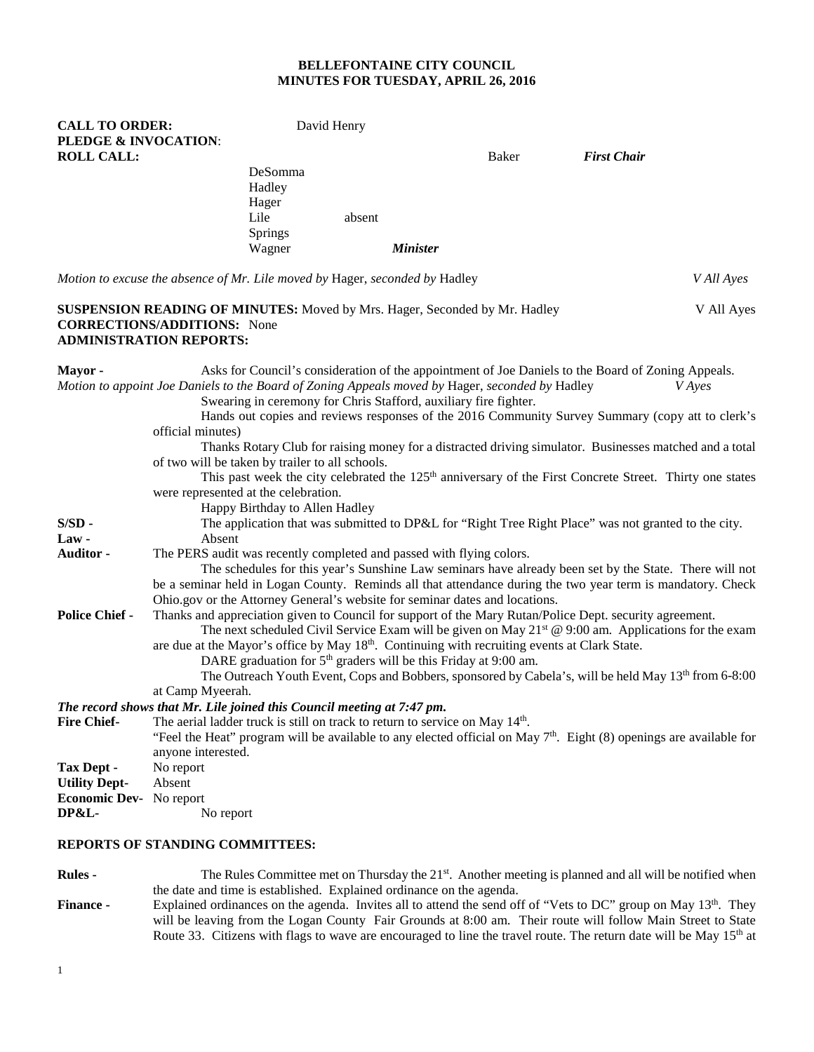**BELLEFONTAINE CITY COUNCIL**
**MINUTES FOR TUESDAY, APRIL 26, 2016**

**CALL TO ORDER:** David Henry
**PLEDGE & INVOCATION:**
**ROLL CALL:** Baker *First Chair*
DeSomma
Hadley
Hager
Lile absent
Springs
Wagner *Minister*

*Motion to excuse the absence of Mr. Lile moved by* Hager, *seconded by* Hadley *V All Ayes*

**SUSPENSION READING OF MINUTES:** Moved by Mrs. Hager, Seconded by Mr. Hadley V All Ayes
**CORRECTIONS/ADDITIONS:** None
**ADMINISTRATION REPORTS:**

**Mayor -** Asks for Council's consideration of the appointment of Joe Daniels to the Board of Zoning Appeals.
*Motion to appoint Joe Daniels to the Board of Zoning Appeals moved by* Hager, *seconded by* Hadley *V Ayes*
Swearing in ceremony for Chris Stafford, auxiliary fire fighter.
Hands out copies and reviews responses of the 2016 Community Survey Summary (copy att to clerk's official minutes)
Thanks Rotary Club for raising money for a distracted driving simulator. Businesses matched and a total of two will be taken by trailer to all schools.
This past week the city celebrated the 125th anniversary of the First Concrete Street. Thirty one states were represented at the celebration.
Happy Birthday to Allen Hadley

**S/SD -** The application that was submitted to DP&L for "Right Tree Right Place" was not granted to the city.

**Law -** Absent

**Auditor -** The PERS audit was recently completed and passed with flying colors.
The schedules for this year's Sunshine Law seminars have already been set by the State. There will not be a seminar held in Logan County. Reminds all that attendance during the two year term is mandatory. Check Ohio.gov or the Attorney General's website for seminar dates and locations.

**Police Chief -** Thanks and appreciation given to Council for support of the Mary Rutan/Police Dept. security agreement.
The next scheduled Civil Service Exam will be given on May 21st @ 9:00 am. Applications for the exam are due at the Mayor's office by May 18th. Continuing with recruiting events at Clark State.
DARE graduation for 5th graders will be this Friday at 9:00 am.
The Outreach Youth Event, Cops and Bobbers, sponsored by Cabela's, will be held May 13th from 6-8:00 at Camp Myeerah.

***The record shows that Mr. Lile joined this Council meeting at 7:47 pm.***

**Fire Chief-** The aerial ladder truck is still on track to return to service on May 14th.
"Feel the Heat" program will be available to any elected official on May 7th. Eight (8) openings are available for anyone interested.

**Tax Dept -** No report
**Utility Dept-** Absent
**Economic Dev-** No report
**DP&L-** No report

**REPORTS OF STANDING COMMITTEES:**

**Rules -** The Rules Committee met on Thursday the 21st. Another meeting is planned and all will be notified when the date and time is established. Explained ordinance on the agenda.

**Finance -** Explained ordinances on the agenda. Invites all to attend the send off of "Vets to DC" group on May 13th. They will be leaving from the Logan County Fair Grounds at 8:00 am. Their route will follow Main Street to State Route 33. Citizens with flags to wave are encouraged to line the travel route. The return date will be May 15th at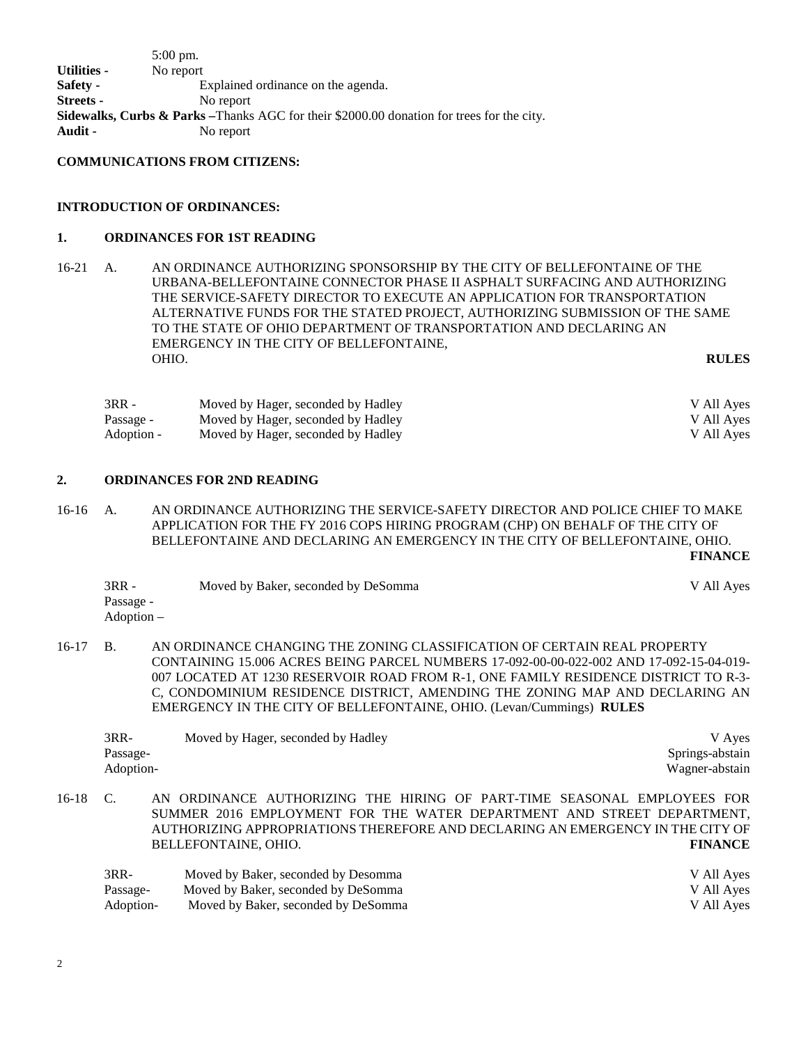5:00 pm.

**Utilities -** No report
**Safety -** Explained ordinance on the agenda.
**Streets -** No report
**Sidewalks, Curbs & Parks –**Thanks AGC for their $2000.00 donation for trees for the city.
**Audit -** No report

**COMMUNICATIONS FROM CITIZENS:**

**INTRODUCTION OF ORDINANCES:**

**1. ORDINANCES FOR 1ST READING**

16-21 A. AN ORDINANCE AUTHORIZING SPONSORSHIP BY THE CITY OF BELLEFONTAINE OF THE URBANA-BELLEFONTAINE CONNECTOR PHASE II ASPHALT SURFACING AND AUTHORIZING THE SERVICE-SAFETY DIRECTOR TO EXECUTE AN APPLICATION FOR TRANSPORTATION ALTERNATIVE FUNDS FOR THE STATED PROJECT, AUTHORIZING SUBMISSION OF THE SAME TO THE STATE OF OHIO DEPARTMENT OF TRANSPORTATION AND DECLARING AN EMERGENCY IN THE CITY OF BELLEFONTAINE, OHIO. **RULES**

| | | |
|---|---|---|
| 3RR - | Moved by Hager, seconded by Hadley | V All Ayes |
| Passage - | Moved by Hager, seconded by Hadley | V All Ayes |
| Adoption - | Moved by Hager, seconded by Hadley | V All Ayes |

**2. ORDINANCES FOR 2ND READING**

16-16 A. AN ORDINANCE AUTHORIZING THE SERVICE-SAFETY DIRECTOR AND POLICE CHIEF TO MAKE APPLICATION FOR THE FY 2016 COPS HIRING PROGRAM (CHP) ON BEHALF OF THE CITY OF BELLEFONTAINE AND DECLARING AN EMERGENCY IN THE CITY OF BELLEFONTAINE, OHIO. **FINANCE**

| | | |
|---|---|---|
| 3RR - | Moved by Baker, seconded by DeSomma | V All Ayes |
| Passage - | | |
| Adoption – | | |

16-17 B. AN ORDINANCE CHANGING THE ZONING CLASSIFICATION OF CERTAIN REAL PROPERTY CONTAINING 15.006 ACRES BEING PARCEL NUMBERS 17-092-00-00-022-002 AND 17-092-15-04-019-007 LOCATED AT 1230 RESERVOIR ROAD FROM R-1, ONE FAMILY RESIDENCE DISTRICT TO R-3-C, CONDOMINIUM RESIDENCE DISTRICT, AMENDING THE ZONING MAP AND DECLARING AN EMERGENCY IN THE CITY OF BELLEFONTAINE, OHIO. (Levan/Cummings) **RULES**

| | | |
|---|---|---|
| 3RR- | Moved by Hager, seconded by Hadley | V Ayes |
| Passage- | | Springs-abstain |
| Adoption- | | Wagner-abstain |

16-18 C. AN ORDINANCE AUTHORIZING THE HIRING OF PART-TIME SEASONAL EMPLOYEES FOR SUMMER 2016 EMPLOYMENT FOR THE WATER DEPARTMENT AND STREET DEPARTMENT, AUTHORIZING APPROPRIATIONS THEREFORE AND DECLARING AN EMERGENCY IN THE CITY OF BELLEFONTAINE, OHIO. **FINANCE**

| | | |
|---|---|---|
| 3RR- | Moved by Baker, seconded by Desomma | V All Ayes |
| Passage- | Moved by Baker, seconded by DeSomma | V All Ayes |
| Adoption- | Moved by Baker, seconded by DeSomma | V All Ayes |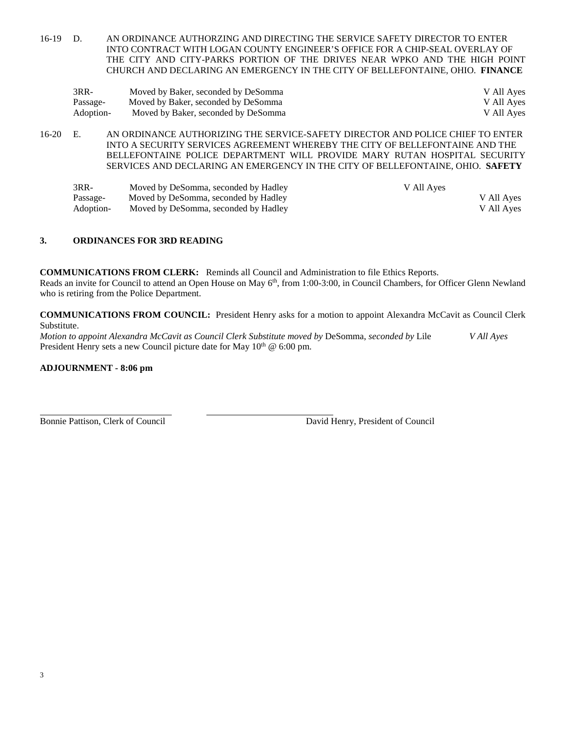16-19 D. AN ORDINANCE AUTHORZING AND DIRECTING THE SERVICE SAFETY DIRECTOR TO ENTER INTO CONTRACT WITH LOGAN COUNTY ENGINEER'S OFFICE FOR A CHIP-SEAL OVERLAY OF THE CITY AND CITY-PARKS PORTION OF THE DRIVES NEAR WPKO AND THE HIGH POINT CHURCH AND DECLARING AN EMERGENCY IN THE CITY OF BELLEFONTAINE, OHIO. **FINANCE**

| | | |
|---|---|---|
| 3RR- | Moved by Baker, seconded by DeSomma | V All Ayes |
| Passage- | Moved by Baker, seconded by DeSomma | V All Ayes |
| Adoption- | Moved by Baker, seconded by DeSomma | V All Ayes |

16-20 E. AN ORDINANCE AUTHORIZING THE SERVICE-SAFETY DIRECTOR AND POLICE CHIEF TO ENTER INTO A SECURITY SERVICES AGREEMENT WHEREBY THE CITY OF BELLEFONTAINE AND THE BELLEFONTAINE POLICE DEPARTMENT WILL PROVIDE MARY RUTAN HOSPITAL SECURITY SERVICES AND DECLARING AN EMERGENCY IN THE CITY OF BELLEFONTAINE, OHIO. **SAFETY**

| | | |
|---|---|---|
| 3RR- | Moved by DeSomma, seconded by Hadley | V All Ayes |
| Passage- | Moved by DeSomma, seconded by Hadley | V All Ayes |
| Adoption- | Moved by DeSomma, seconded by Hadley | V All Ayes |

**3. ORDINANCES FOR 3RD READING**

**COMMUNICATIONS FROM CLERK:** Reminds all Council and Administration to file Ethics Reports.
Reads an invite for Council to attend an Open House on May 6th, from 1:00-3:00, in Council Chambers, for Officer Glenn Newland who is retiring from the Police Department.

**COMMUNICATIONS FROM COUNCIL:** President Henry asks for a motion to appoint Alexandra McCavit as Council Clerk Substitute.
*Motion to appoint Alexandra McCavit as Council Clerk Substitute moved by* DeSomma, *seconded by* Lile *V All Ayes*
President Henry sets a new Council picture date for May 10th @ 6:00 pm.

**ADJOURNMENT - 8:06 pm**

Bonnie Pattison, Clerk of Council

David Henry, President of Council